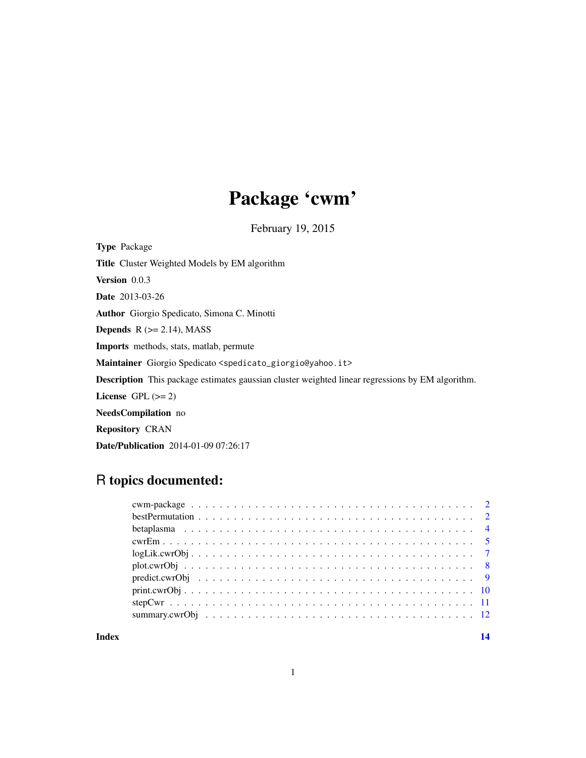# Package 'cwm'

February 19, 2015

**Type** Package

**Title** Cluster Weighted Models by EM algorithm

**Version** 0.0.3

**Date** 2013-03-26

**Author** Giorgio Spedicato, Simona C. Minotti

**Depends** R (>= 2.14), MASS

**Imports** methods, stats, matlab, permute

**Maintainer** Giorgio Spedicato <spedicato_giorgio@yahoo.it>

**Description** This package estimates gaussian cluster weighted linear regressions by EM algorithm.

**License** GPL (>= 2)

**NeedsCompilation** no

**Repository** CRAN

**Date/Publication** 2014-01-09 07:26:17

## R topics documented:

| | |
|---|---|
| cwm-package | 2 |
| bestPermutation | 2 |
| betaplasma | 4 |
| cwrEm | 5 |
| logLik.cwrObj | 7 |
| plot.cwrObj | 8 |
| predict.cwrObj | 9 |
| print.cwrObj | 10 |
| stepCwr | 11 |
| summary.cwrObj | 12 |
| **Index** | **14** |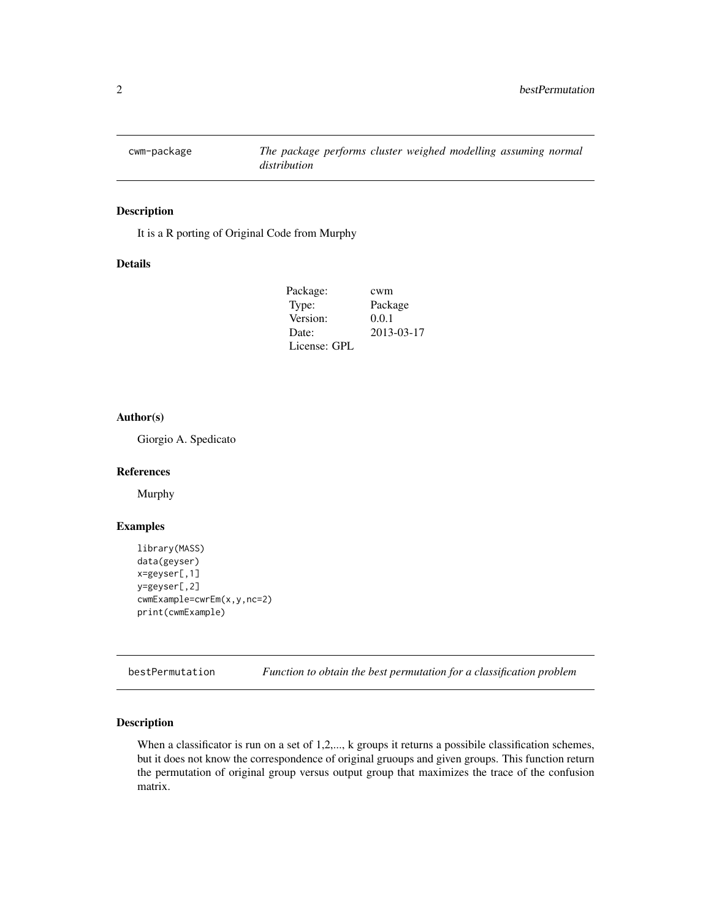## cwm-package — *The package performs cluster weighed modelling assuming normal distribution*

### Description

It is a R porting of Original Code from Murphy

### Details

| | |
|---|---|
| Package: | cwm |
| Type: | Package |
| Version: | 0.0.1 |
| Date: | 2013-03-17 |
| License: | GPL |

### Author(s)

Giorgio A. Spedicato

### References

Murphy

### Examples

```
library(MASS)
data(geyser)
x=geyser[,1]
y=geyser[,2]
cwmExample=cwrEm(x,y,nc=2)
print(cwmExample)
```

## bestPermutation — *Function to obtain the best permutation for a classification problem*

### Description

When a classificator is run on a set of 1,2,..., k groups it returns a possibile classification schemes, but it does not know the correspondence of original gruoups and given groups. This function return the permutation of original group versus output group that maximizes the trace of the confusion matrix.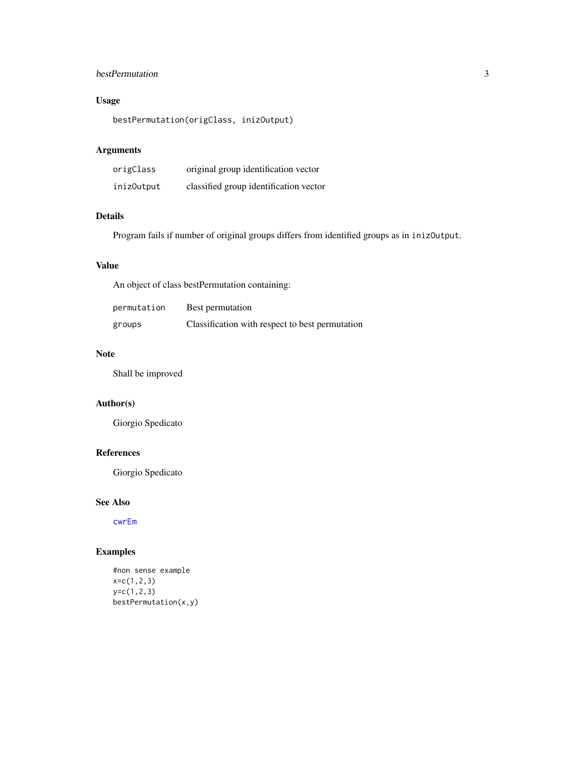### Usage

```
bestPermutation(origClass, inizOutput)
```

### Arguments

| | |
|---|---|
| origClass | original group identification vector |
| inizOutput | classified group identification vector |

### Details

Program fails if number of original groups differs from identified groups as in `inizOutput`.

### Value

An object of class bestPermutation containing:

| | |
|---|---|
| permutation | Best permutation |
| groups | Classification with respect to best permutation |

### Note

Shall be improved

### Author(s)

Giorgio Spedicato

### References

Giorgio Spedicato

### See Also

`cwrEm`

### Examples

```
#non sense example
x=c(1,2,3)
y=c(1,2,3)
bestPermutation(x,y)
```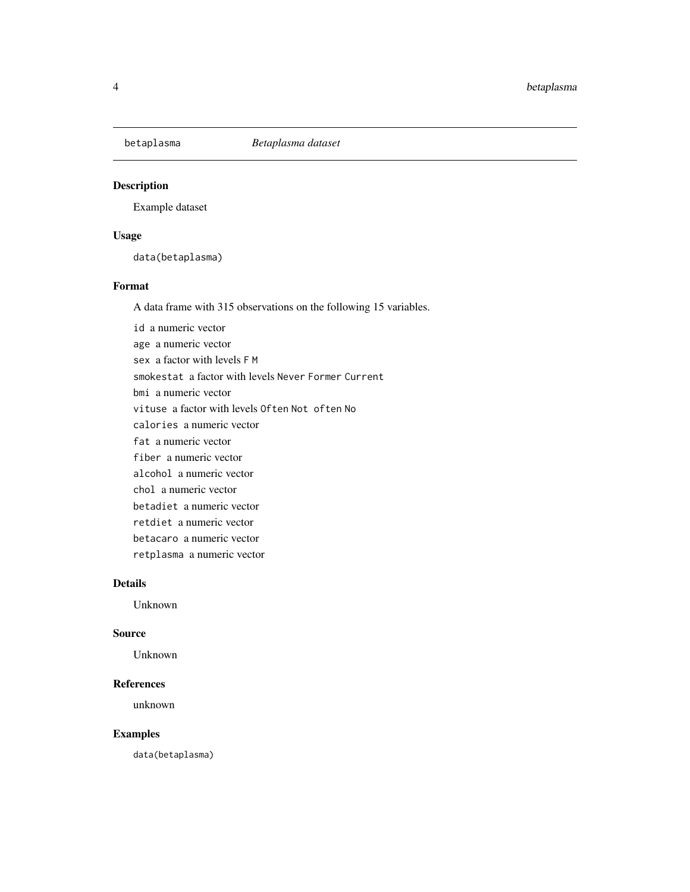# betaplasma *Betaplasma dataset*

## Description

Example dataset

## Usage

```
data(betaplasma)
```

## Format

A data frame with 315 observations on the following 15 variables.

- `id` a numeric vector
- `age` a numeric vector
- `sex` a factor with levels `F` `M`
- `smokestat` a factor with levels `Never` `Former` `Current`
- `bmi` a numeric vector
- `vituse` a factor with levels `Often` `Not often` `No`
- `calories` a numeric vector
- `fat` a numeric vector
- `fiber` a numeric vector
- `alcohol` a numeric vector
- `chol` a numeric vector
- `betadiet` a numeric vector
- `retdiet` a numeric vector
- `betacaro` a numeric vector
- `retplasma` a numeric vector

## Details

Unknown

## Source

Unknown

## References

unknown

## Examples

```
data(betaplasma)
```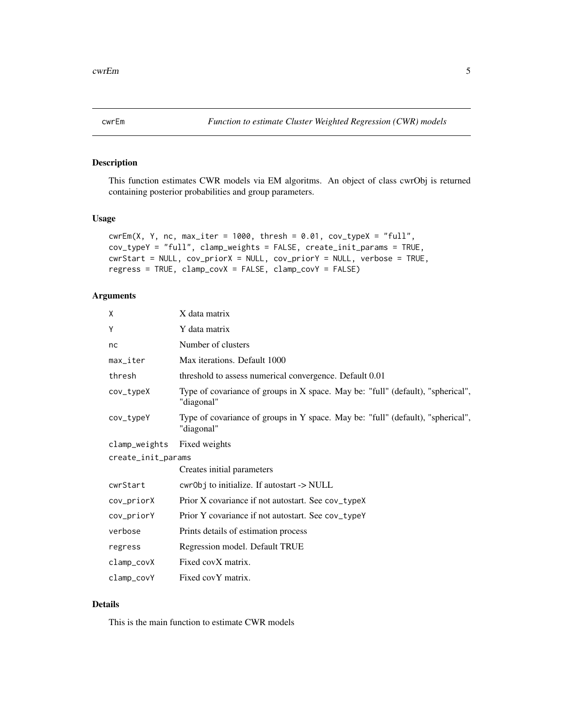# cwrEm — *Function to estimate Cluster Weighted Regression (CWR) models*

## Description

This function estimates CWR models via EM algoritms. An object of class cwrObj is returned containing posterior probabilities and group parameters.

## Usage

```
cwrEm(X, Y, nc, max_iter = 1000, thresh = 0.01, cov_typeX = "full",
cov_typeY = "full", clamp_weights = FALSE, create_init_params = TRUE,
cwrStart = NULL, cov_priorX = NULL, cov_priorY = NULL, verbose = TRUE,
regress = TRUE, clamp_covX = FALSE, clamp_covY = FALSE)
```

## Arguments

| | |
|---|---|
| `X` | X data matrix |
| `Y` | Y data matrix |
| `nc` | Number of clusters |
| `max_iter` | Max iterations. Default 1000 |
| `thresh` | threshold to assess numerical convergence. Default 0.01 |
| `cov_typeX` | Type of covariance of groups in X space. May be: "full" (default), "spherical", "diagonal" |
| `cov_typeY` | Type of covariance of groups in Y space. May be: "full" (default), "spherical", "diagonal" |
| `clamp_weights` | Fixed weights |
| `create_init_params` | Creates initial parameters |
| `cwrStart` | `cwrObj` to initialize. If autostart -> NULL |
| `cov_priorX` | Prior X covariance if not autostart. See `cov_typeX` |
| `cov_priorY` | Prior Y covariance if not autostart. See `cov_typeY` |
| `verbose` | Prints details of estimation process |
| `regress` | Regression model. Default TRUE |
| `clamp_covX` | Fixed covX matrix. |
| `clamp_covY` | Fixed covY matrix. |

## Details

This is the main function to estimate CWR models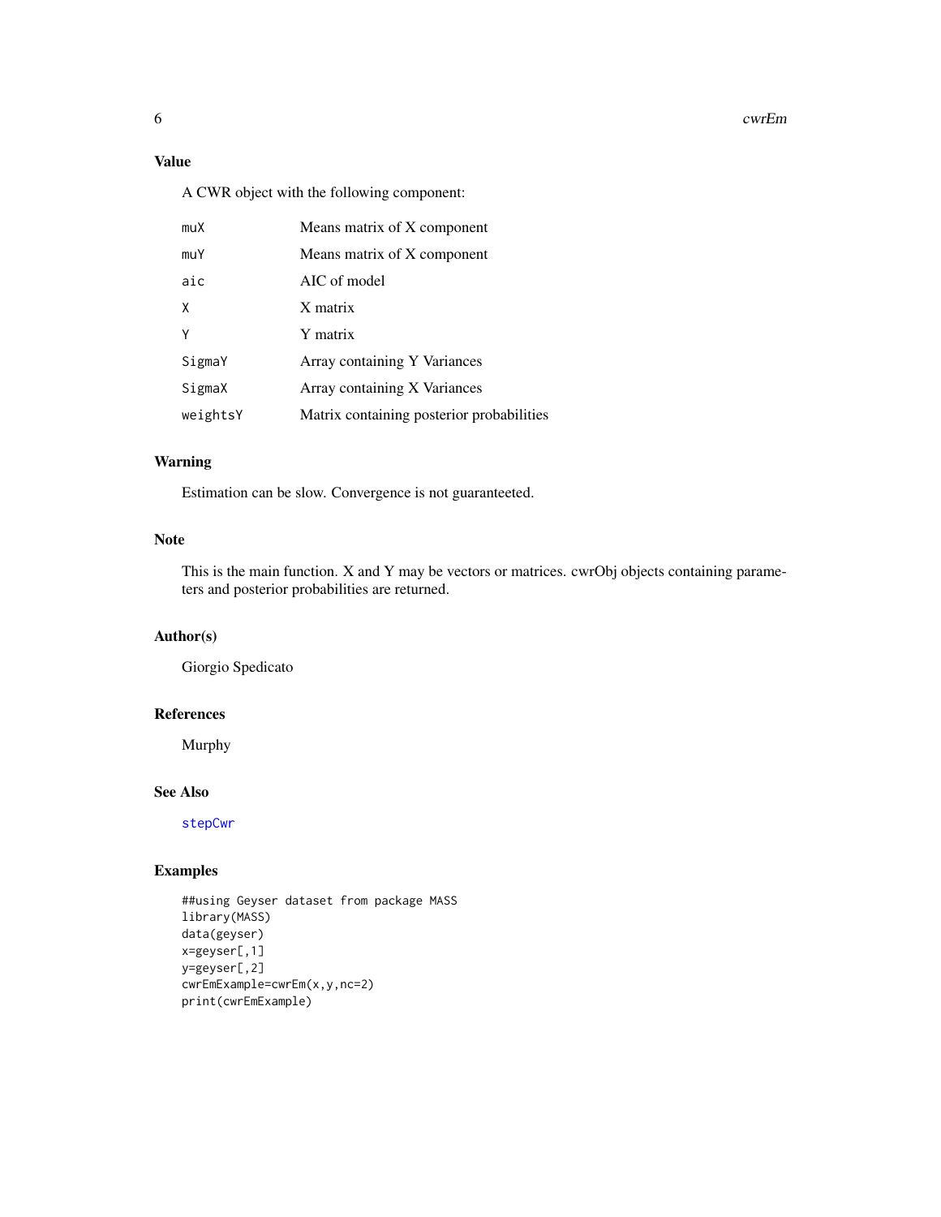## Value

A CWR object with the following component:

| | |
|---|---|
| muX | Means matrix of X component |
| muY | Means matrix of X component |
| aic | AIC of model |
| X | X matrix |
| Y | Y matrix |
| SigmaY | Array containing Y Variances |
| SigmaX | Array containing X Variances |
| weightsY | Matrix containing posterior probabilities |

## Warning

Estimation can be slow. Convergence is not guaranteeted.

## Note

This is the main function. X and Y may be vectors or matrices. cwrObj objects containing parameters and posterior probabilities are returned.

## Author(s)

Giorgio Spedicato

## References

Murphy

## See Also

stepCwr

## Examples

```
##using Geyser dataset from package MASS
library(MASS)
data(geyser)
x=geyser[,1]
y=geyser[,2]
cwrEmExample=cwrEm(x,y,nc=2)
print(cwrEmExample)
```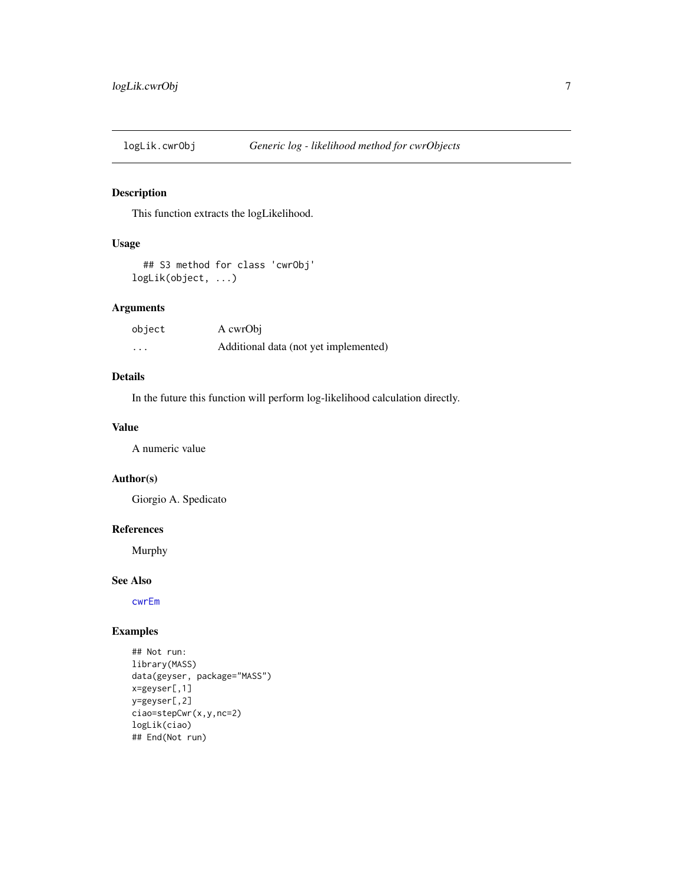## logLik.cwrObj — *Generic log - likelihood method for cwrObjects*

### Description

This function extracts the logLikelihood.

### Usage

```
## S3 method for class 'cwrObj'
logLik(object, ...)
```

### Arguments

| | |
|---|---|
| `object` | A cwrObj |
| `...` | Additional data (not yet implemented) |

### Details

In the future this function will perform log-likelihood calculation directly.

### Value

A numeric value

### Author(s)

Giorgio A. Spedicato

### References

Murphy

### See Also

`cwrEm`

### Examples

```
## Not run:
library(MASS)
data(geyser, package="MASS")
x=geyser[,1]
y=geyser[,2]
ciao=stepCwr(x,y,nc=2)
logLik(ciao)
## End(Not run)
```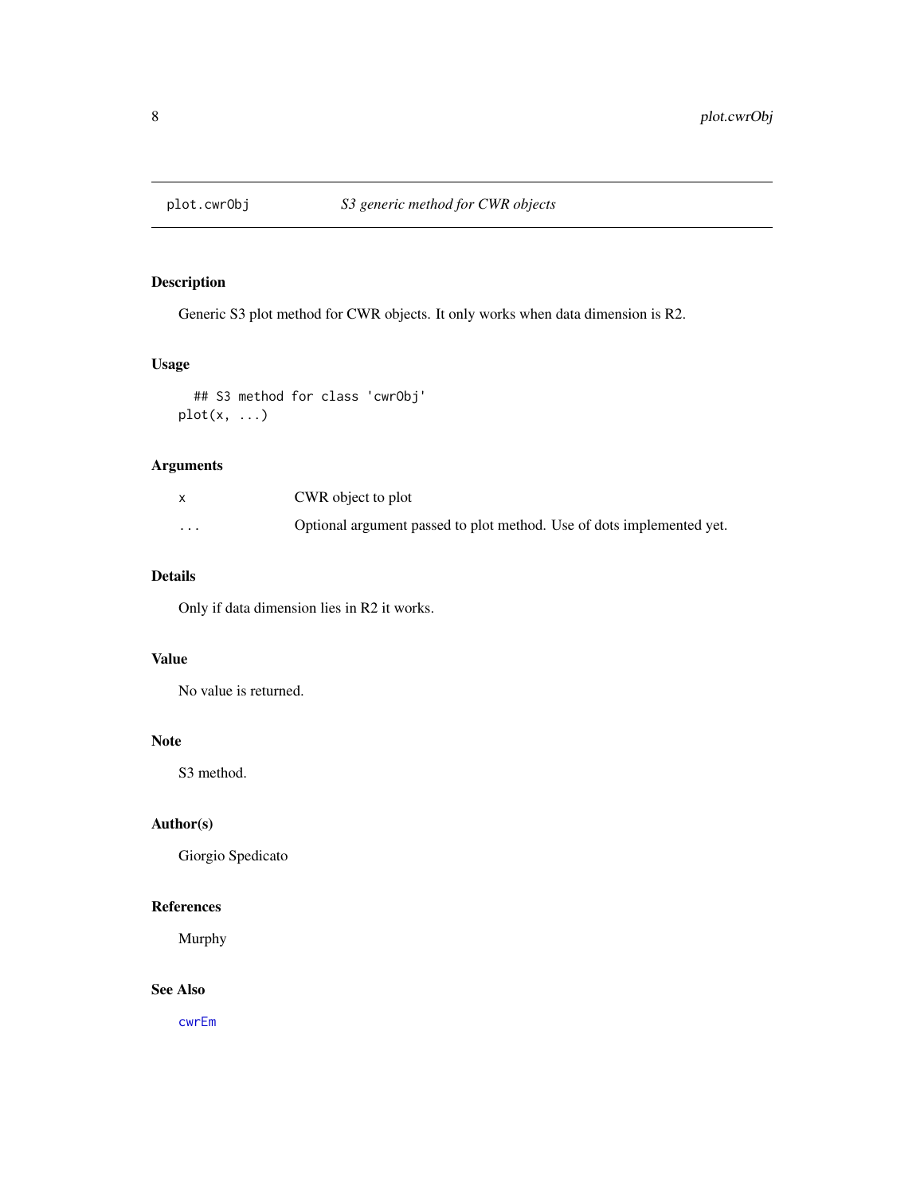plot.cwrObj — *S3 generic method for CWR objects*

## Description

Generic S3 plot method for CWR objects. It only works when data dimension is R2.

## Usage

```
## S3 method for class 'cwrObj'
plot(x, ...)
```

## Arguments

| | |
|---|---|
| x | CWR object to plot |
| ... | Optional argument passed to plot method. Use of dots implemented yet. |

## Details

Only if data dimension lies in R2 it works.

## Value

No value is returned.

## Note

S3 method.

## Author(s)

Giorgio Spedicato

## References

Murphy

## See Also

cwrEm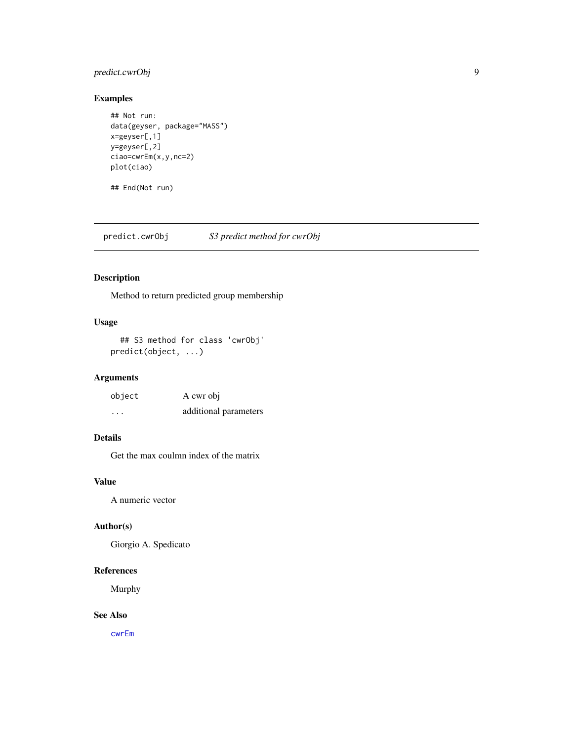### Examples

```
## Not run:
data(geyser, package="MASS")
x=geyser[,1]
y=geyser[,2]
ciao=cwrEm(x,y,nc=2)
plot(ciao)

## End(Not run)
```

---

## predict.cwrObj — *S3 predict method for cwrObj*

---

### Description

Method to return predicted group membership

### Usage

```
## S3 method for class 'cwrObj'
predict(object, ...)
```

### Arguments

| | |
|---|---|
| object | A cwr obj |
| ... | additional parameters |

### Details

Get the max coulmn index of the matrix

### Value

A numeric vector

### Author(s)

Giorgio A. Spedicato

### References

Murphy

### See Also

cwrEm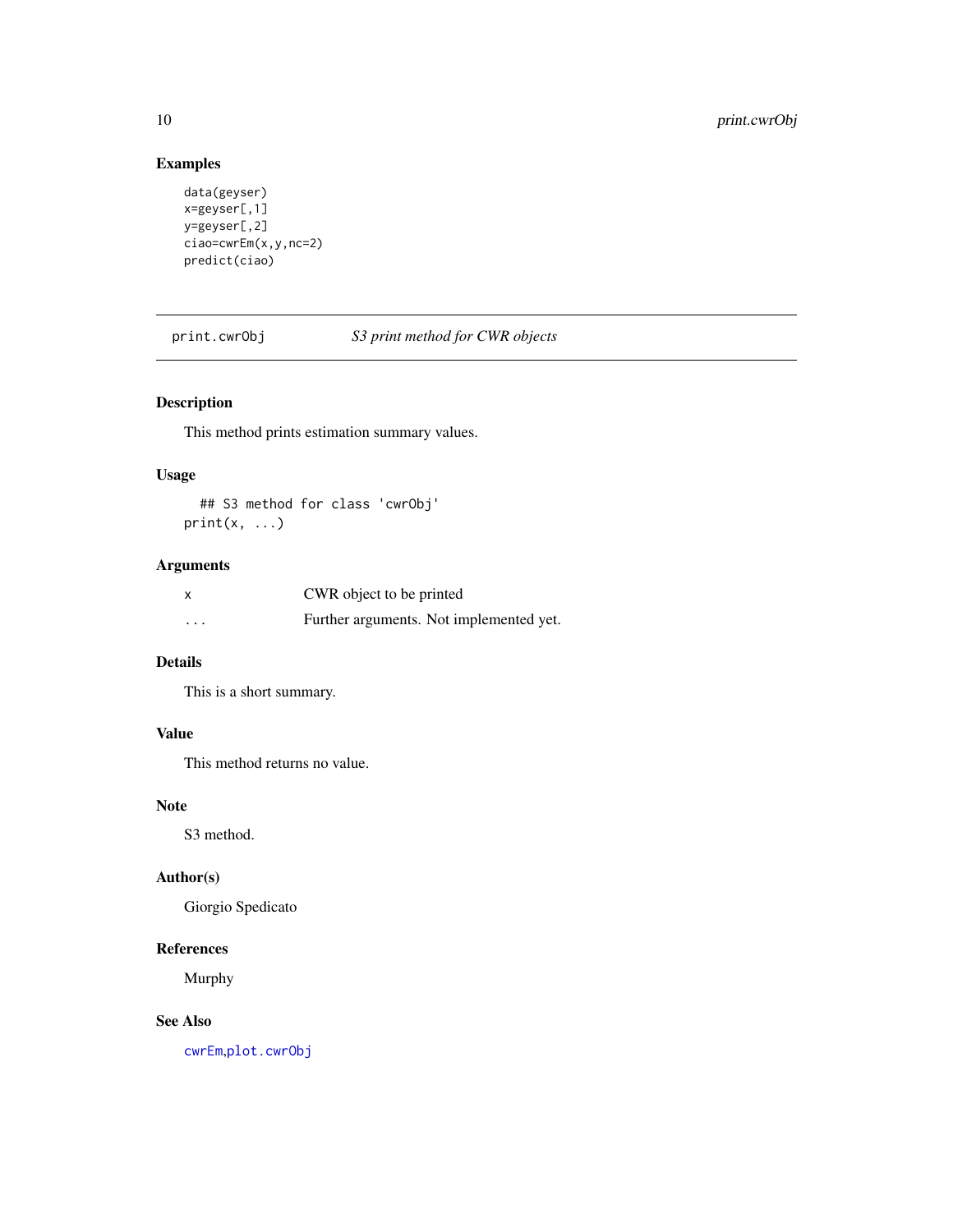## Examples

```
data(geyser)
x=geyser[,1]
y=geyser[,2]
ciao=cwrEm(x,y,nc=2)
predict(ciao)
```

---

# print.cwrObj — *S3 print method for CWR objects*

---

## Description

This method prints estimation summary values.

## Usage

```
## S3 method for class 'cwrObj'
print(x, ...)
```

## Arguments

| | |
|---|---|
| x | CWR object to be printed |
| ... | Further arguments. Not implemented yet. |

## Details

This is a short summary.

## Value

This method returns no value.

## Note

S3 method.

## Author(s)

Giorgio Spedicato

## References

Murphy

## See Also

cwrEm,plot.cwrObj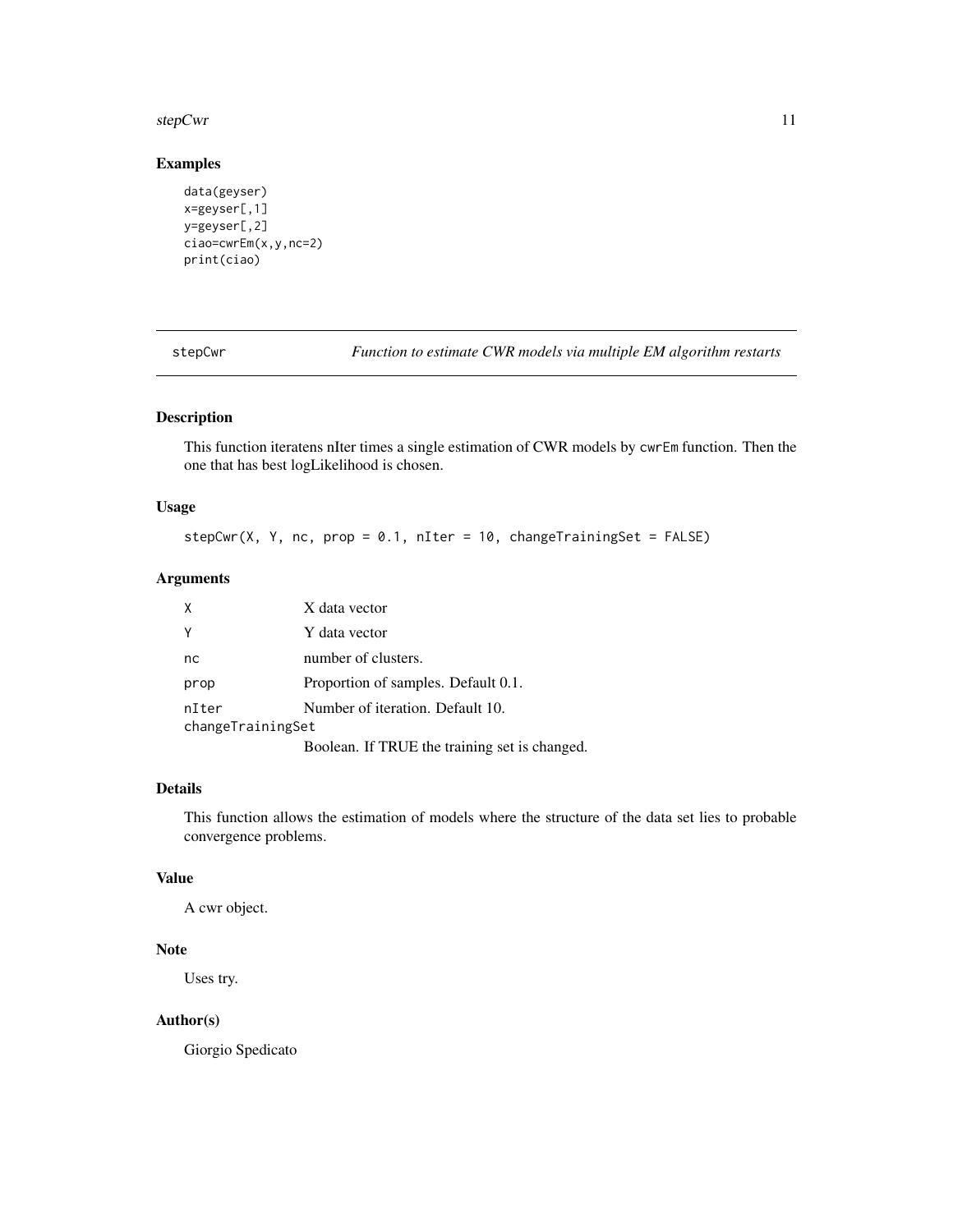## Examples

```
data(geyser)
x=geyser[,1]
y=geyser[,2]
ciao=cwrEm(x,y,nc=2)
print(ciao)
```

---

# stepCwr — *Function to estimate CWR models via multiple EM algorithm restarts*

---

## Description

This function iteratens nIter times a single estimation of CWR models by `cwrEm` function. Then the one that has best logLikelihood is chosen.

## Usage

```
stepCwr(X, Y, nc, prop = 0.1, nIter = 10, changeTrainingSet = FALSE)
```

## Arguments

| | |
|---|---|
| `X` | X data vector |
| `Y` | Y data vector |
| `nc` | number of clusters. |
| `prop` | Proportion of samples. Default 0.1. |
| `nIter` | Number of iteration. Default 10. |
| `changeTrainingSet` | Boolean. If TRUE the training set is changed. |

## Details

This function allows the estimation of models where the structure of the data set lies to probable convergence problems.

## Value

A cwr object.

## Note

Uses try.

## Author(s)

Giorgio Spedicato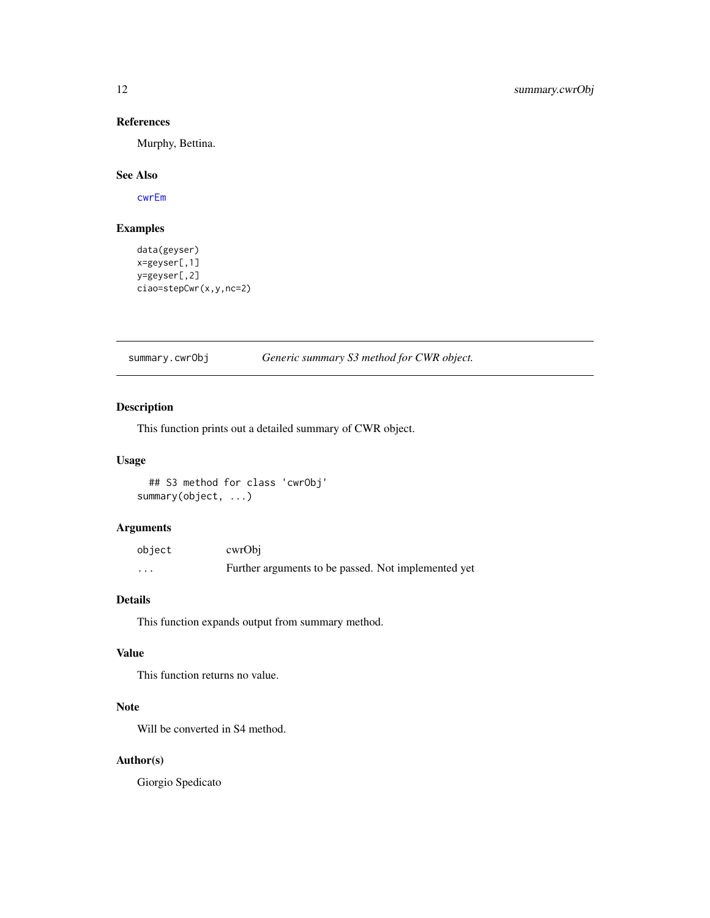### References

Murphy, Bettina.

### See Also

cwrEm

### Examples

```
data(geyser)
x=geyser[,1]
y=geyser[,2]
ciao=stepCwr(x,y,nc=2)
```

---

## summary.cwrObj &nbsp;&nbsp;&nbsp; *Generic summary S3 method for CWR object.*

---

### Description

This function prints out a detailed summary of CWR object.

### Usage

```
  ## S3 method for class 'cwrObj'
summary(object, ...)
```

### Arguments

| | |
|---|---|
| `object` | cwrObj |
| `...` | Further arguments to be passed. Not implemented yet |

### Details

This function expands output from summary method.

### Value

This function returns no value.

### Note

Will be converted in S4 method.

### Author(s)

Giorgio Spedicato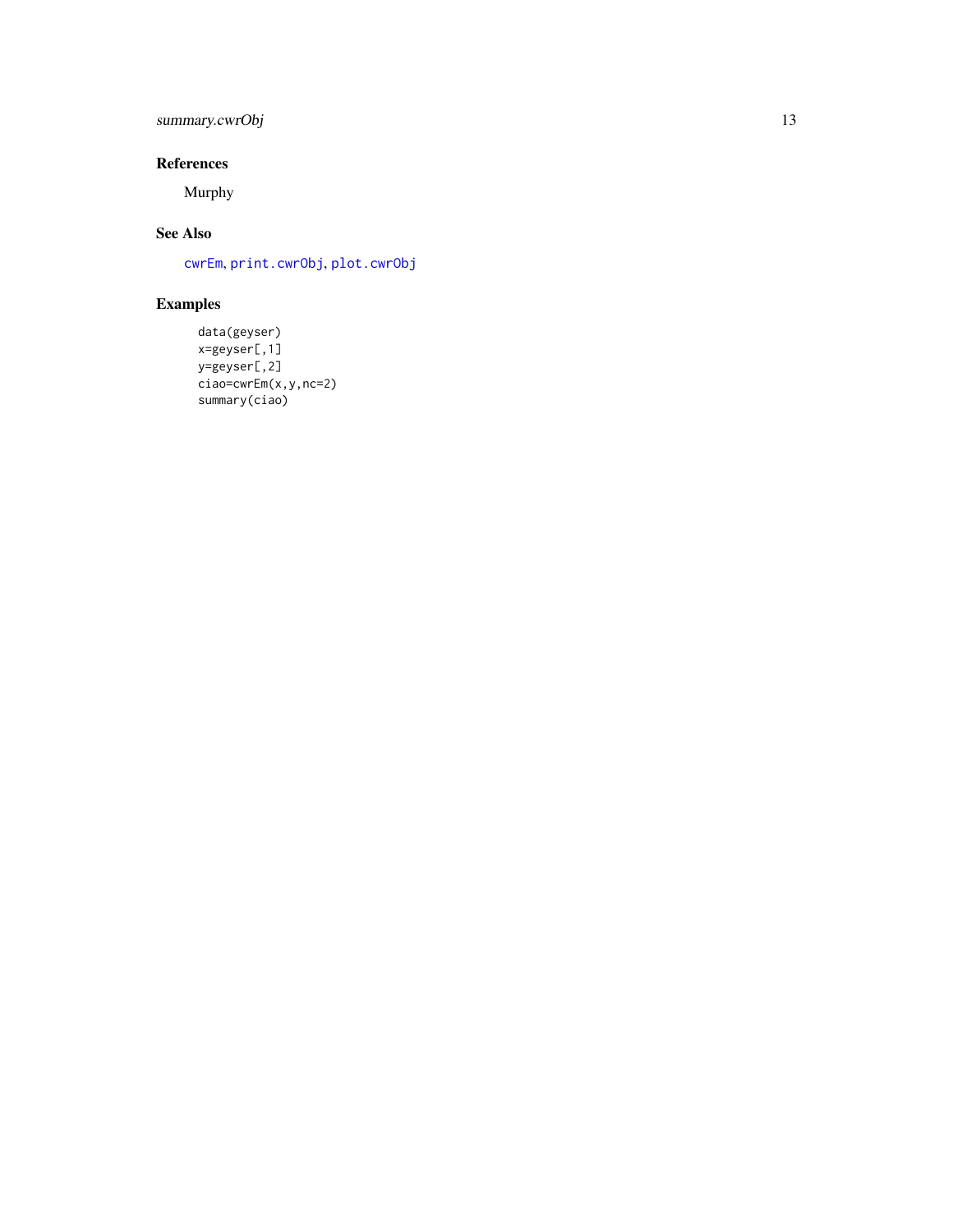## References

Murphy

## See Also

`cwrEm`, `print.cwrObj`, `plot.cwrObj`

## Examples

```
data(geyser)
x=geyser[,1]
y=geyser[,2]
ciao=cwrEm(x,y,nc=2)
summary(ciao)
```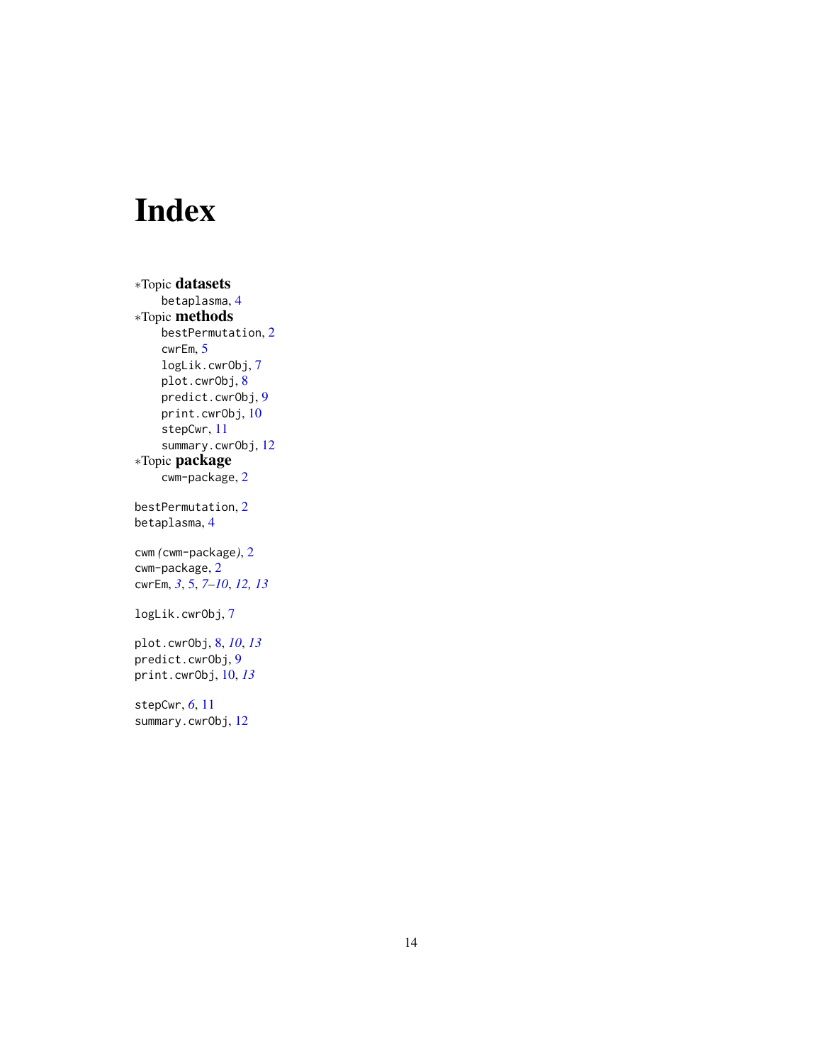# Index

*Topic **datasets**
  betaplasma, 4
*Topic **methods**
  bestPermutation, 2
  cwrEm, 5
  logLik.cwrObj, 7
  plot.cwrObj, 8
  predict.cwrObj, 9
  print.cwrObj, 10
  stepCwr, 11
  summary.cwrObj, 12
*Topic **package**
  cwm-package, 2

bestPermutation, 2
betaplasma, 4

cwm (cwm-package), 2
cwm-package, 2
cwrEm, *3*, 5, *7–10*, *12, 13*

logLik.cwrObj, 7

plot.cwrObj, 8, *10*, *13*
predict.cwrObj, 9
print.cwrObj, 10, *13*

stepCwr, *6*, 11
summary.cwrObj, 12